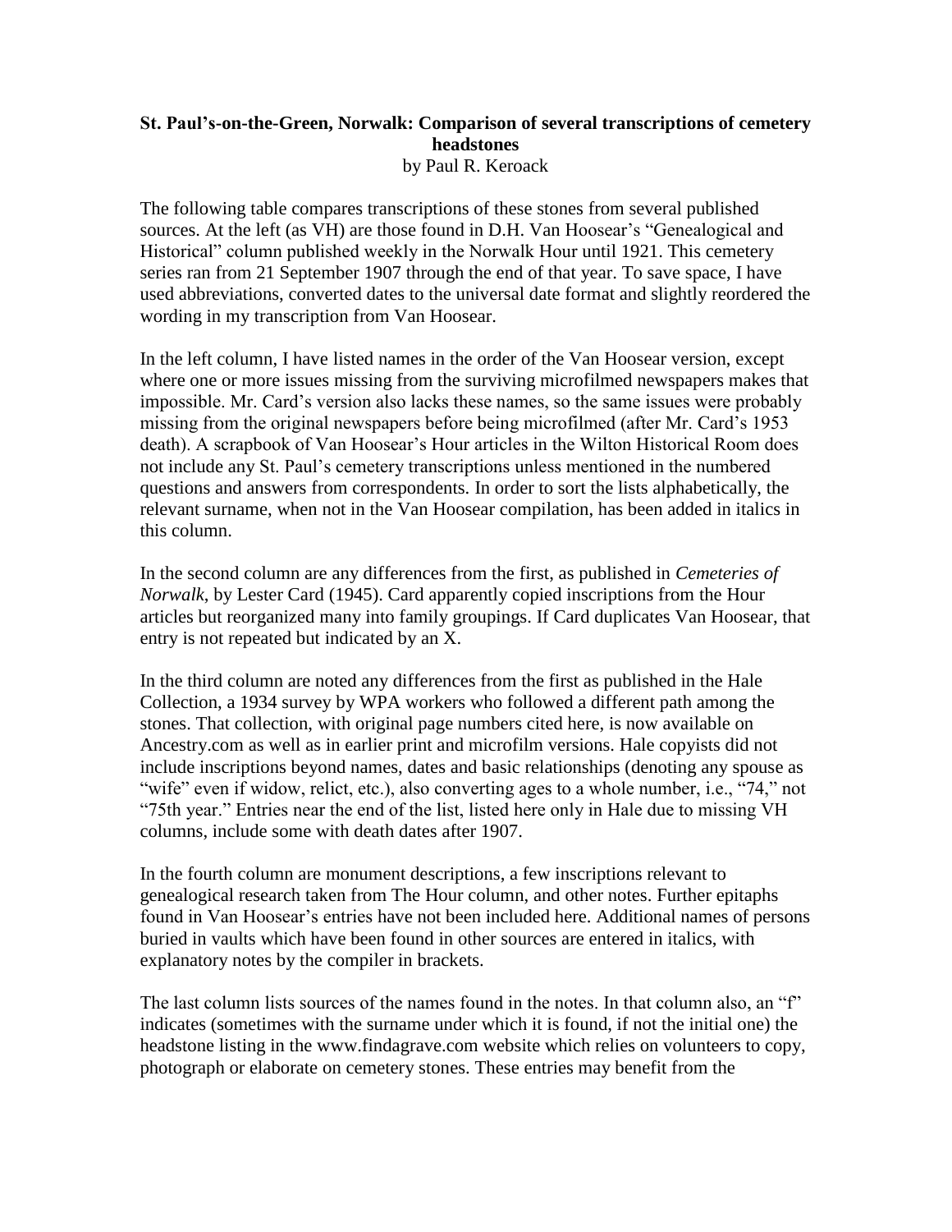**St. Paul's-on-the-Green, Norwalk: Comparison of several transcriptions of cemetery headstones**

by Paul R. Keroack

The following table compares transcriptions of these stones from several published sources. At the left (as VH) are those found in D.H. Van Hoosear's "Genealogical and Historical" column published weekly in the Norwalk Hour until 1921. This cemetery series ran from 21 September 1907 through the end of that year. To save space, I have used abbreviations, converted dates to the universal date format and slightly reordered the wording in my transcription from Van Hoosear.

In the left column, I have listed names in the order of the Van Hoosear version, except where one or more issues missing from the surviving microfilmed newspapers makes that impossible. Mr. Card's version also lacks these names, so the same issues were probably missing from the original newspapers before being microfilmed (after Mr. Card's 1953 death). A scrapbook of Van Hoosear's Hour articles in the Wilton Historical Room does not include any St. Paul's cemetery transcriptions unless mentioned in the numbered questions and answers from correspondents. In order to sort the lists alphabetically, the relevant surname, when not in the Van Hoosear compilation, has been added in italics in this column.

In the second column are any differences from the first, as published in *Cemeteries of Norwalk*, by Lester Card (1945). Card apparently copied inscriptions from the Hour articles but reorganized many into family groupings. If Card duplicates Van Hoosear, that entry is not repeated but indicated by an X.

In the third column are noted any differences from the first as published in the Hale Collection, a 1934 survey by WPA workers who followed a different path among the stones. That collection, with original page numbers cited here, is now available on Ancestry.com as well as in earlier print and microfilm versions. Hale copyists did not include inscriptions beyond names, dates and basic relationships (denoting any spouse as "wife" even if widow, relict, etc.), also converting ages to a whole number, i.e., "74," not "75th year." Entries near the end of the list, listed here only in Hale due to missing VH columns, include some with death dates after 1907.

In the fourth column are monument descriptions, a few inscriptions relevant to genealogical research taken from The Hour column, and other notes. Further epitaphs found in Van Hoosear's entries have not been included here. Additional names of persons buried in vaults which have been found in other sources are entered in italics, with explanatory notes by the compiler in brackets.

The last column lists sources of the names found in the notes. In that column also, an "f" indicates (sometimes with the surname under which it is found, if not the initial one) the headstone listing in the www.findagrave.com website which relies on volunteers to copy, photograph or elaborate on cemetery stones. These entries may benefit from the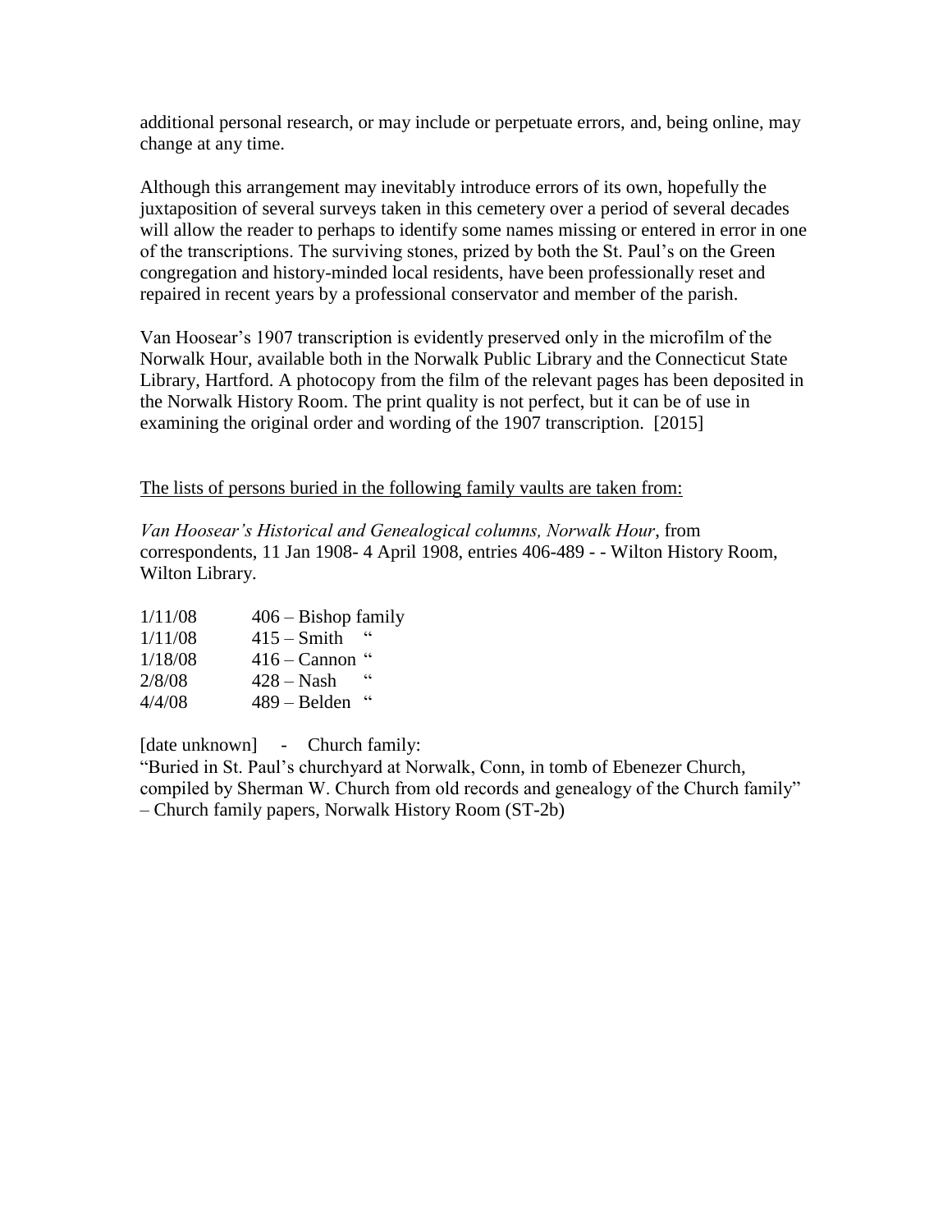additional personal research, or may include or perpetuate errors, and, being online, may change at any time.

Although this arrangement may inevitably introduce errors of its own, hopefully the juxtaposition of several surveys taken in this cemetery over a period of several decades will allow the reader to perhaps to identify some names missing or entered in error in one of the transcriptions. The surviving stones, prized by both the St. Paul's on the Green congregation and history-minded local residents, have been professionally reset and repaired in recent years by a professional conservator and member of the parish.

Van Hoosear's 1907 transcription is evidently preserved only in the microfilm of the Norwalk Hour, available both in the Norwalk Public Library and the Connecticut State Library, Hartford. A photocopy from the film of the relevant pages has been deposited in the Norwalk History Room. The print quality is not perfect, but it can be of use in examining the original order and wording of the 1907 transcription. [2015]

<u>The lists of persons buried in the following family vaults are taken from:</u>

*Van Hoosear's Historical and Genealogical columns, Norwalk Hour*, from correspondents, 11 Jan 1908- 4 April 1908, entries 406-489 - - Wilton History Room, Wilton Library.

| | |
|---|---|
| 1/11/08 | 406 – Bishop family |
| 1/11/08 | 415 – Smith " |
| 1/18/08 | 416 – Cannon " |
| 2/8/08 | 428 – Nash " |
| 4/4/08 | 489 – Belden " |

[date unknown] - Church family:

"Buried in St. Paul's churchyard at Norwalk, Conn, in tomb of Ebenezer Church, compiled by Sherman W. Church from old records and genealogy of the Church family" – Church family papers, Norwalk History Room (ST-2b)